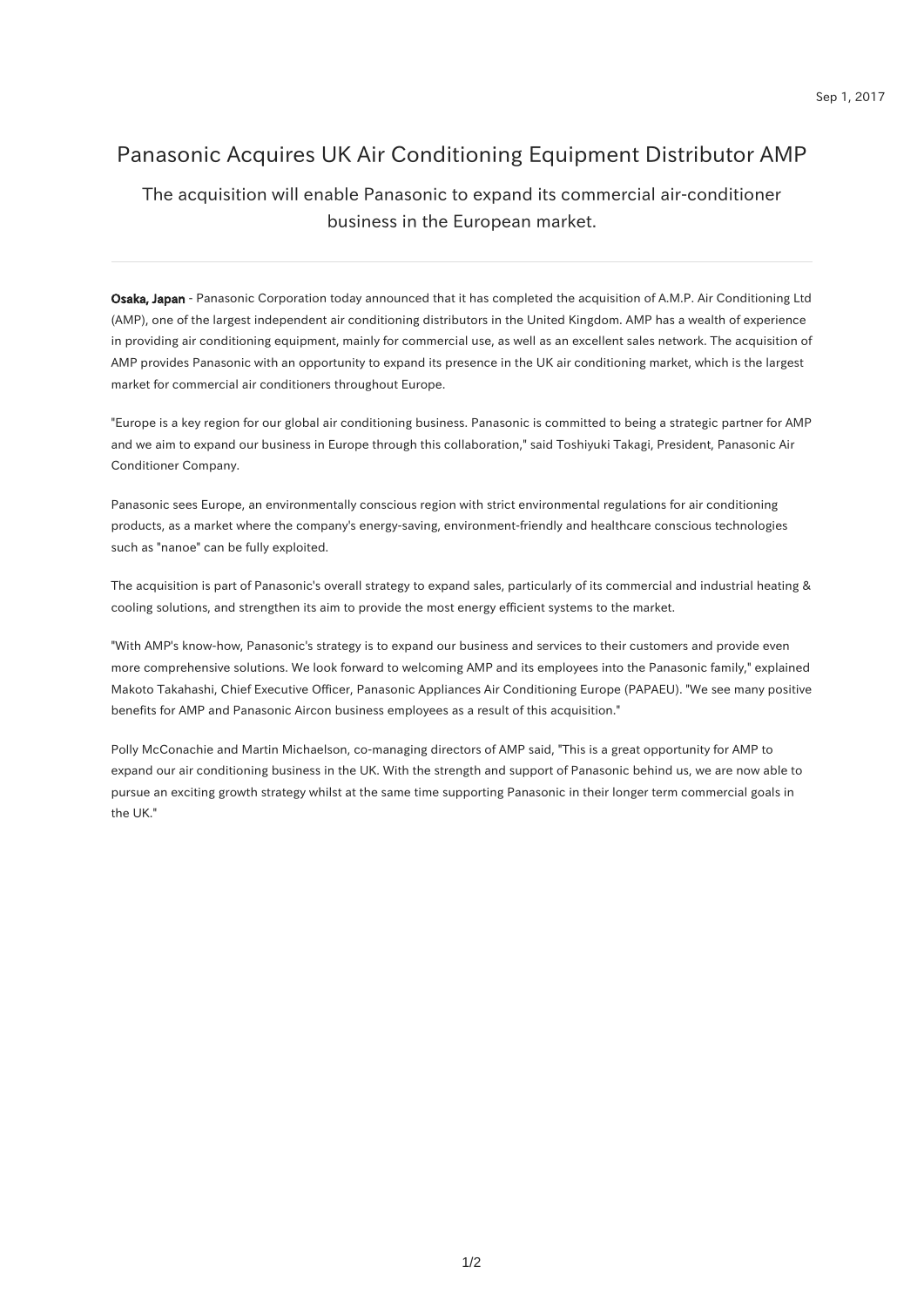Sep 1, 2017

# Panasonic Acquires UK Air Conditioning Equipment Distributor AMP

## The acquisition will enable Panasonic to expand its commercial air-conditioner business in the European market.

---

**Osaka, Japan** - Panasonic Corporation today announced that it has completed the acquisition of A.M.P. Air Conditioning Ltd (AMP), one of the largest independent air conditioning distributors in the United Kingdom. AMP has a wealth of experience in providing air conditioning equipment, mainly for commercial use, as well as an excellent sales network. The acquisition of AMP provides Panasonic with an opportunity to expand its presence in the UK air conditioning market, which is the largest market for commercial air conditioners throughout Europe.

"Europe is a key region for our global air conditioning business. Panasonic is committed to being a strategic partner for AMP and we aim to expand our business in Europe through this collaboration," said Toshiyuki Takagi, President, Panasonic Air Conditioner Company.

Panasonic sees Europe, an environmentally conscious region with strict environmental regulations for air conditioning products, as a market where the company's energy-saving, environment-friendly and healthcare conscious technologies such as "nanoe" can be fully exploited.

The acquisition is part of Panasonic's overall strategy to expand sales, particularly of its commercial and industrial heating & cooling solutions, and strengthen its aim to provide the most energy efficient systems to the market.

"With AMP's know-how, Panasonic's strategy is to expand our business and services to their customers and provide even more comprehensive solutions. We look forward to welcoming AMP and its employees into the Panasonic family," explained Makoto Takahashi, Chief Executive Officer, Panasonic Appliances Air Conditioning Europe (PAPAEU). "We see many positive benefits for AMP and Panasonic Aircon business employees as a result of this acquisition."

Polly McConachie and Martin Michaelson, co-managing directors of AMP said, "This is a great opportunity for AMP to expand our air conditioning business in the UK. With the strength and support of Panasonic behind us, we are now able to pursue an exciting growth strategy whilst at the same time supporting Panasonic in their longer term commercial goals in the UK."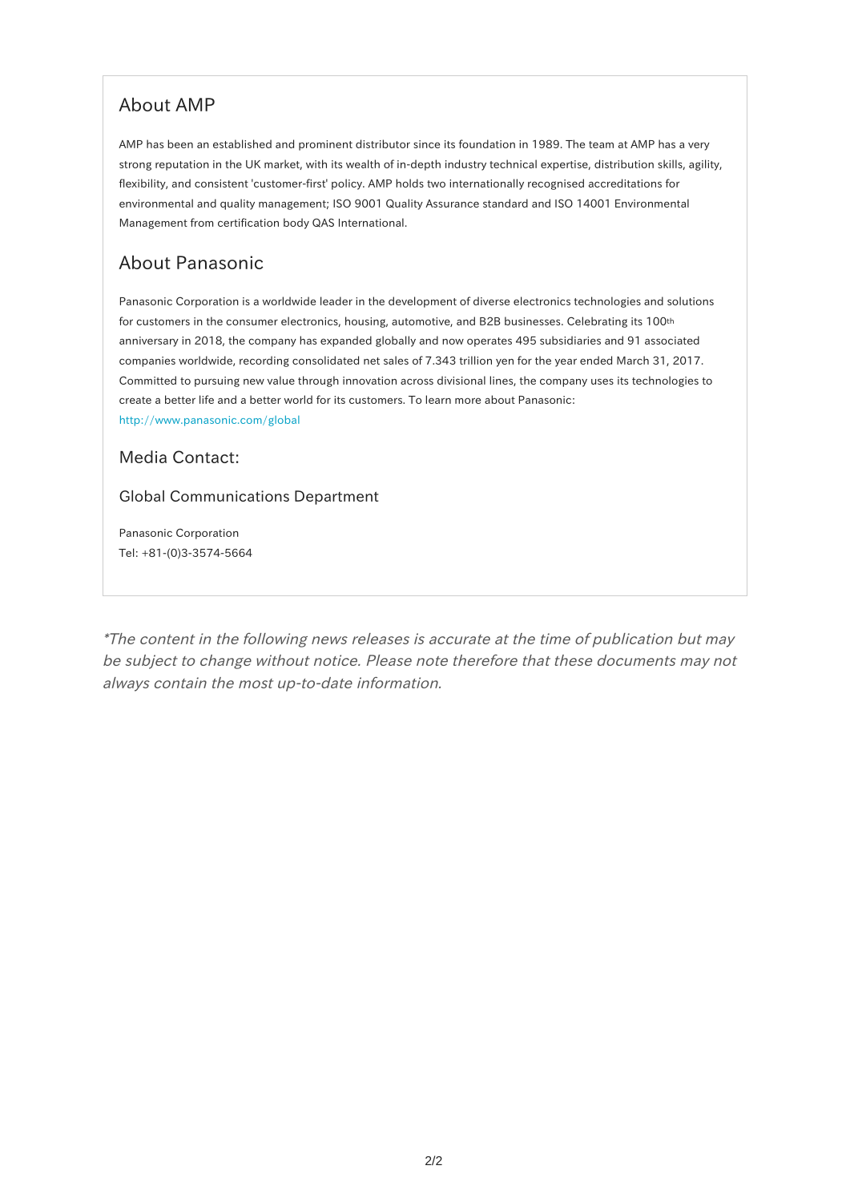## About AMP

AMP has been an established and prominent distributor since its foundation in 1989. The team at AMP has a very strong reputation in the UK market, with its wealth of in-depth industry technical expertise, distribution skills, agility, flexibility, and consistent 'customer-first' policy. AMP holds two internationally recognised accreditations for environmental and quality management; ISO 9001 Quality Assurance standard and ISO 14001 Environmental Management from certification body QAS International.

## About Panasonic

Panasonic Corporation is a worldwide leader in the development of diverse electronics technologies and solutions for customers in the consumer electronics, housing, automotive, and B2B businesses. Celebrating its 100th anniversary in 2018, the company has expanded globally and now operates 495 subsidiaries and 91 associated companies worldwide, recording consolidated net sales of 7.343 trillion yen for the year ended March 31, 2017. Committed to pursuing new value through innovation across divisional lines, the company uses its technologies to create a better life and a better world for its customers. To learn more about Panasonic: http://www.panasonic.com/global

### Media Contact:

#### Global Communications Department

Panasonic Corporation
Tel: +81-(0)3-3574-5664

*\*The content in the following news releases is accurate at the time of publication but may be subject to change without notice. Please note therefore that these documents may not always contain the most up-to-date information.*